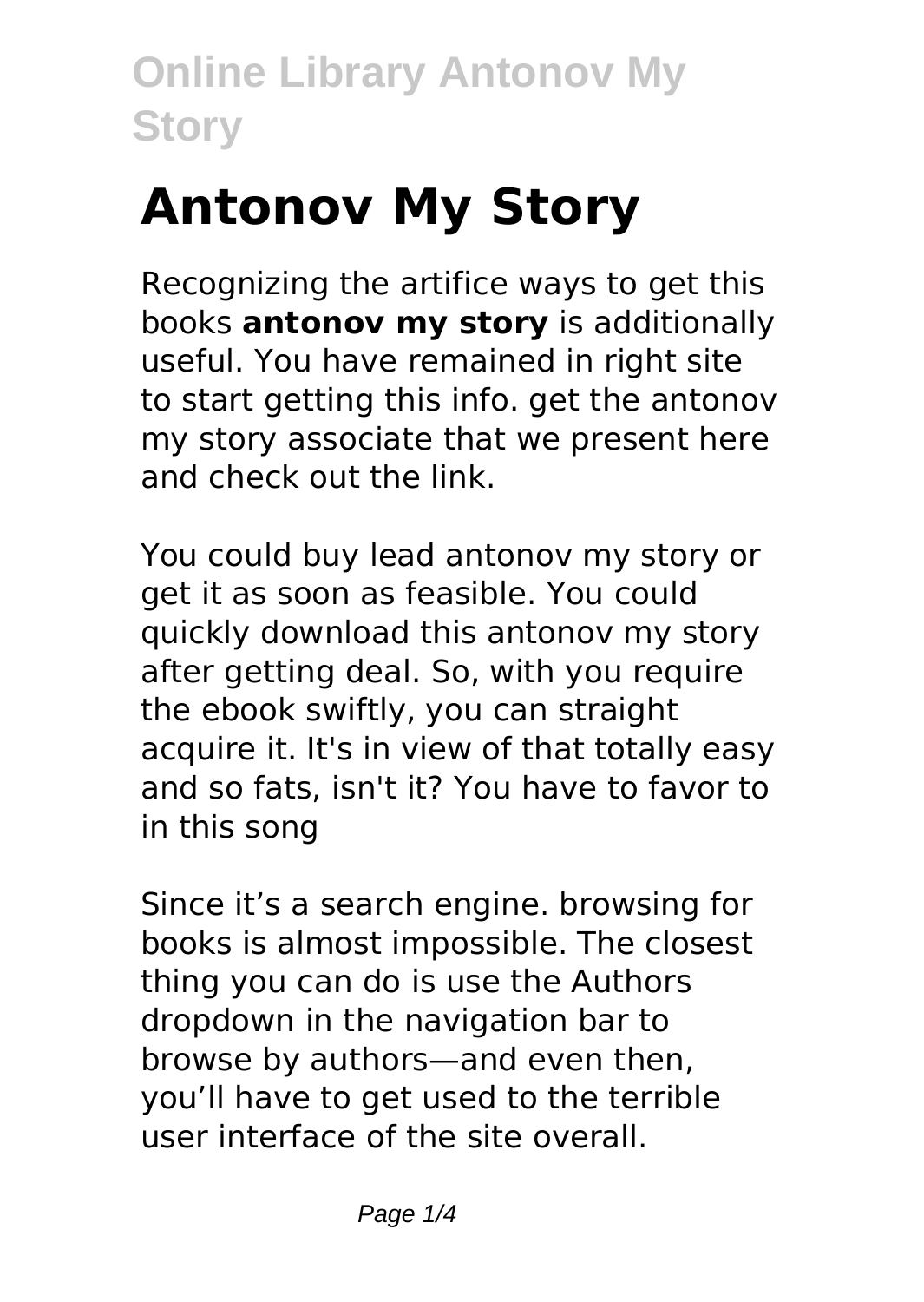# Antonov My Story

Recognizing the artifice ways to get this books **antonov my story** is additionally useful. You have remained in right site to start getting this info. get the antonov my story associate that we present here and check out the link.

You could buy lead antonov my story or get it as soon as feasible. You could quickly download this antonov my story after getting deal. So, with you require the ebook swiftly, you can straight acquire it. It's in view of that totally easy and so fats, isn't it? You have to favor to in this song

Since it's a search engine. browsing for books is almost impossible. The closest thing you can do is use the Authors dropdown in the navigation bar to browse by authors—and even then, you'll have to get used to the terrible user interface of the site overall.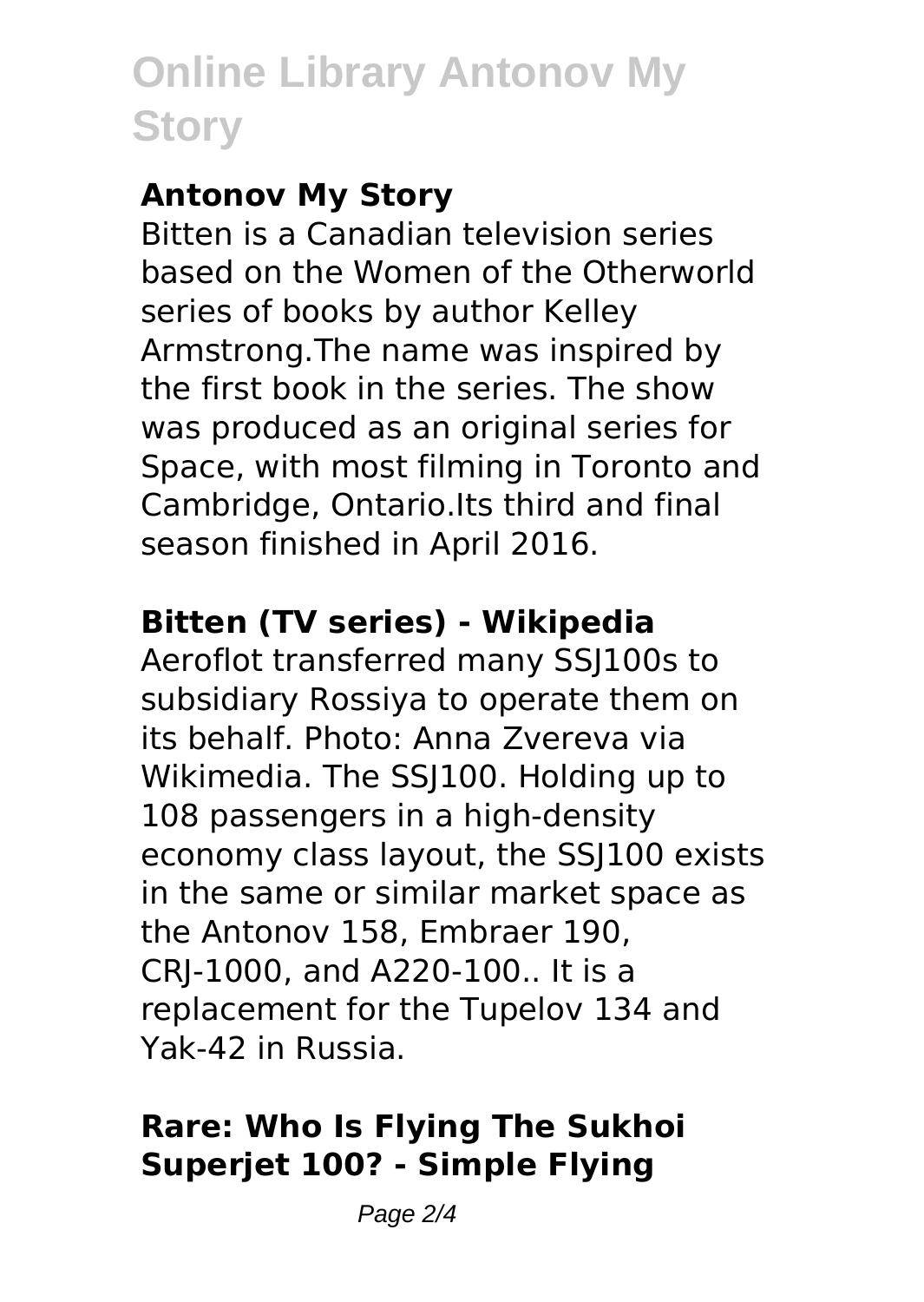## Antonov My Story

Bitten is a Canadian television series based on the Women of the Otherworld series of books by author Kelley Armstrong.The name was inspired by the first book in the series. The show was produced as an original series for Space, with most filming in Toronto and Cambridge, Ontario.Its third and final season finished in April 2016.

### Bitten (TV series) - Wikipedia

Aeroflot transferred many SSJ100s to subsidiary Rossiya to operate them on its behalf. Photo: Anna Zvereva via Wikimedia. The SSJ100. Holding up to 108 passengers in a high-density economy class layout, the SSJ100 exists in the same or similar market space as the Antonov 158, Embraer 190, CRJ-1000, and A220-100.. It is a replacement for the Tupelov 134 and Yak-42 in Russia.

### Rare: Who Is Flying The Sukhoi Superjet 100? - Simple Flying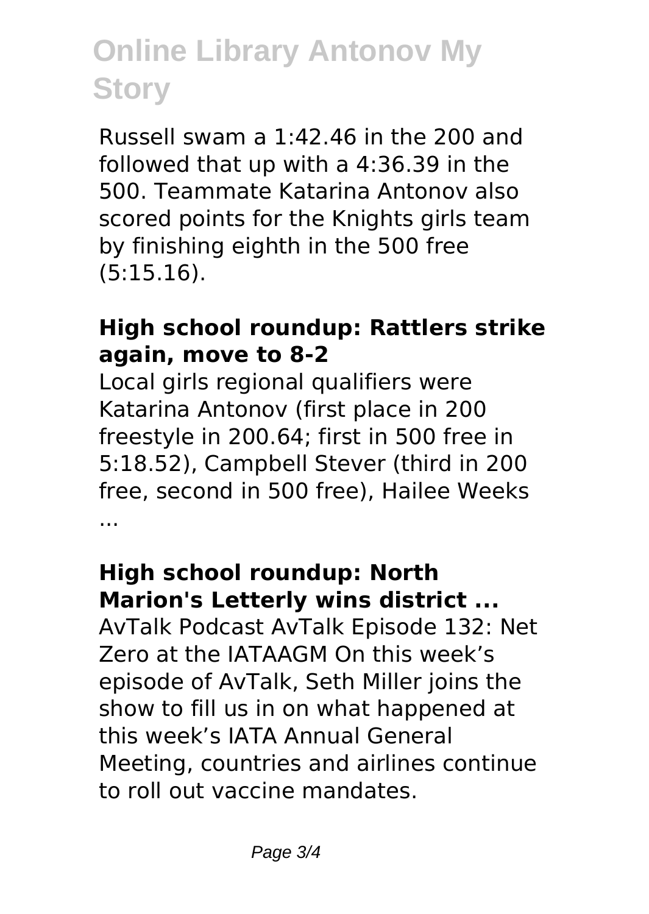Russell swam a 1:42.46 in the 200 and followed that up with a 4:36.39 in the 500. Teammate Katarina Antonov also scored points for the Knights girls team by finishing eighth in the 500 free (5:15.16).

### High school roundup: Rattlers strike again, move to 8-2

Local girls regional qualifiers were Katarina Antonov (first place in 200 freestyle in 200.64; first in 500 free in 5:18.52), Campbell Stever (third in 200 free, second in 500 free), Hailee Weeks ...

### High school roundup: North Marion's Letterly wins district ...

AvTalk Podcast AvTalk Episode 132: Net Zero at the IATAAGM On this week's episode of AvTalk, Seth Miller joins the show to fill us in on what happened at this week's IATA Annual General Meeting, countries and airlines continue to roll out vaccine mandates.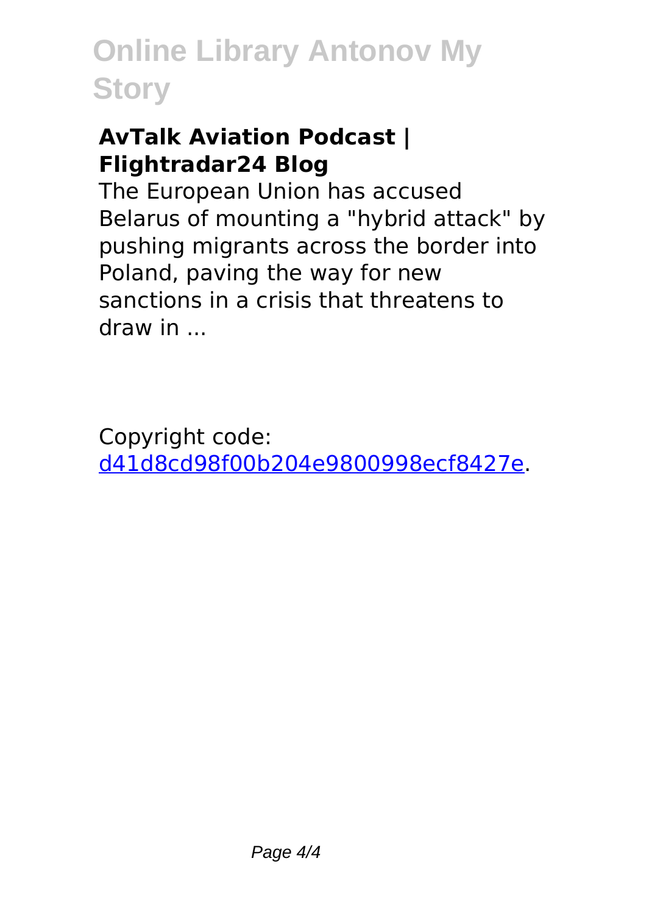**AvTalk Aviation Podcast | Flightradar24 Blog**

The European Union has accused Belarus of mounting a "hybrid attack" by pushing migrants across the border into Poland, paving the way for new sanctions in a crisis that threatens to draw in ...

Copyright code: d41d8cd98f00b204e9800998ecf8427e.